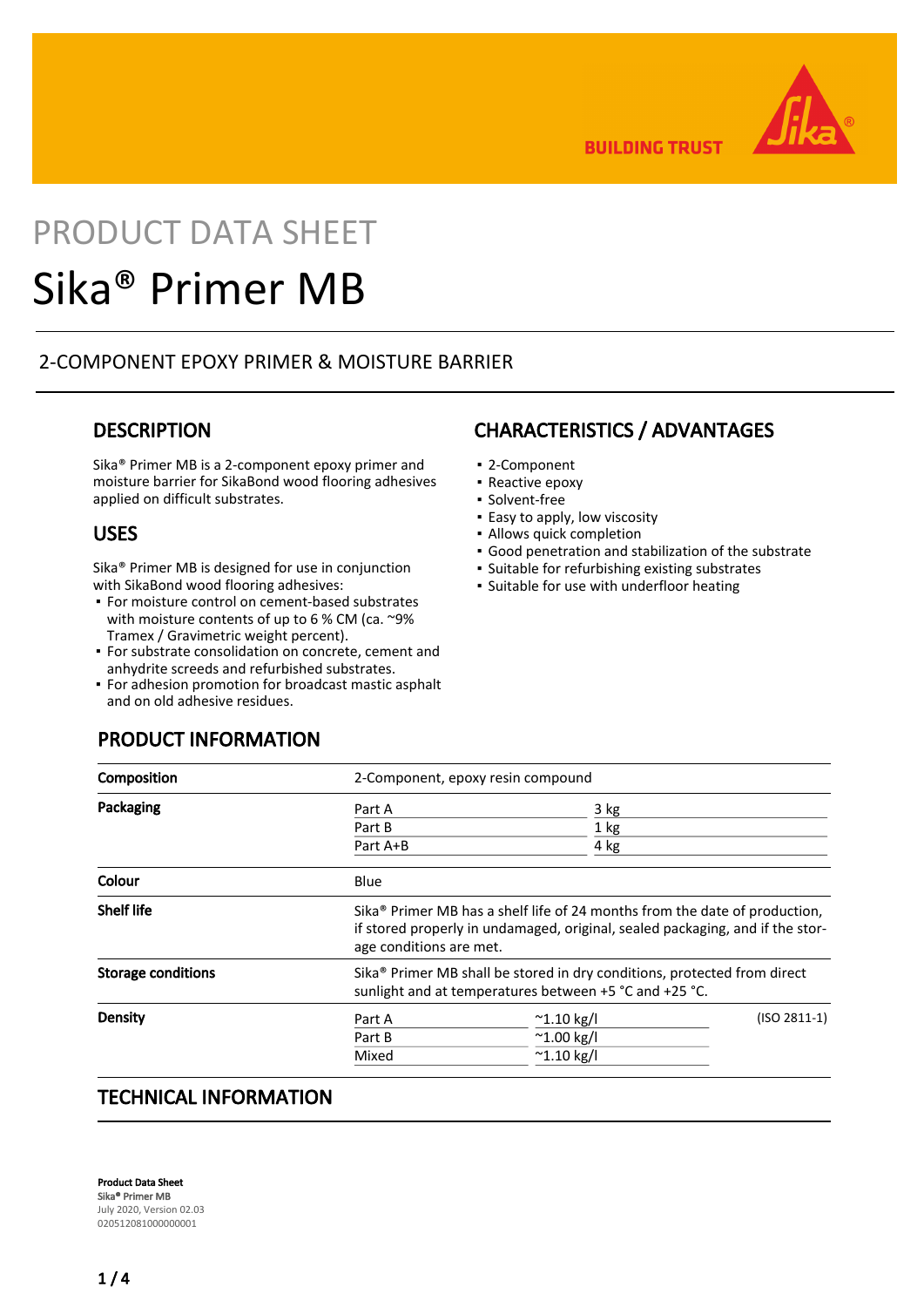PRODUCT DATA SHEET

# Sika® Primer MB

## 2-COMPONENT EPOXY PRIMER & MOISTURE BARRIER

## DESCRIPTION

Sika® Primer MB is a 2-component epoxy primer and moisture barrier for SikaBond wood flooring adhesives applied on difficult substrates.

## USES

Sika® Primer MB is designed for use in conjunction with SikaBond wood flooring adhesives:

- For moisture control on cement-based substrates with moisture contents of up to 6 % CM (ca. ~9% Tramex / Gravimetric weight percent).
- For substrate consolidation on concrete, cement and anhydrite screeds and refurbished substrates.
- For adhesion promotion for broadcast mastic asphalt and on old adhesive residues.

## CHARACTERISTICS / ADVANTAGES

- 2-Component
- Reactive epoxy
- Solvent-free
- Easy to apply, low viscosity
- Allows quick completion
- Good penetration and stabilization of the substrate
- Suitable for refurbishing existing substrates
- Suitable for use with underfloor heating

## PRODUCT INFORMATION

| | | | |
|---|---|---|---|
| **Composition** | 2-Component, epoxy resin compound | | |
| **Packaging** | Part A | 3 kg | |
| | Part B | 1 kg | |
| | Part A+B | 4 kg | |
| **Colour** | Blue | | |
| **Shelf life** | Sika® Primer MB has a shelf life of 24 months from the date of production, if stored properly in undamaged, original, sealed packaging, and if the storage conditions are met. | | |
| **Storage conditions** | Sika® Primer MB shall be stored in dry conditions, protected from direct sunlight and at temperatures between +5 °C and +25 °C. | | |
| **Density** | Part A | ~1.10 kg/l | (ISO 2811-1) |
| | Part B | ~1.00 kg/l | |
| | Mixed | ~1.10 kg/l | |

## TECHNICAL INFORMATION

**Product Data Sheet**
**Sika® Primer MB**
July 2020, Version 02.03
020512081000000001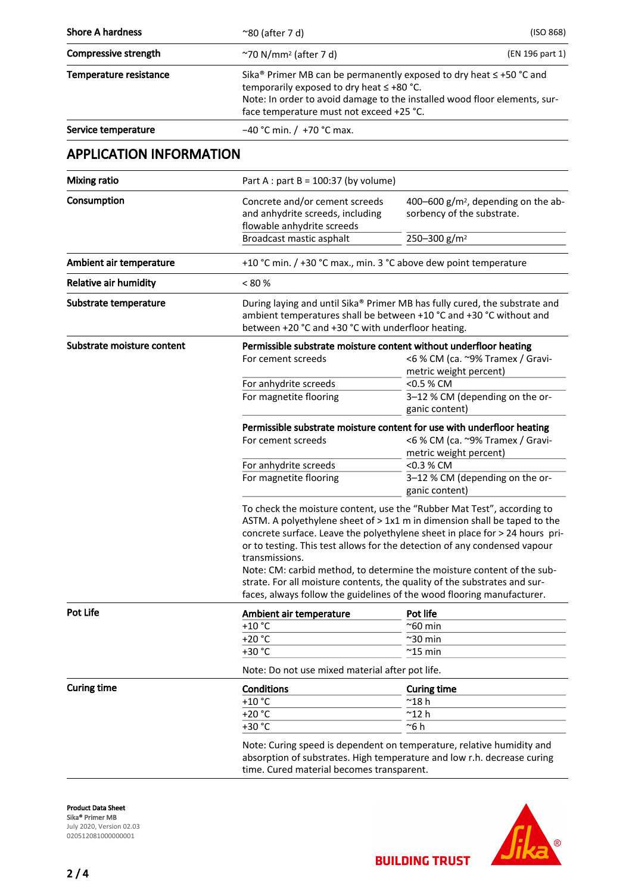| | | |
|---|---|---|
| **Shore A hardness** | ~80 (after 7 d) | (ISO 868) |
| **Compressive strength** | ~70 N/mm² (after 7 d) | (EN 196 part 1) |
| **Temperature resistance** | Sika® Primer MB can be permanently exposed to dry heat ≤ +50 °C and temporarily exposed to dry heat ≤ +80 °C.<br>Note: In order to avoid damage to the installed wood floor elements, surface temperature must not exceed +25 °C. | |
| **Service temperature** | −40 °C min. / +70 °C max. | |

## APPLICATION INFORMATION

**Mixing ratio**

Part A : part B = 100:37 (by volume)

**Consumption**

| | |
|---|---|
| Concrete and/or cement screeds and anhydrite screeds, including flowable anhydrite screeds | 400–600 g/m², depending on the absorbency of the substrate. |
| Broadcast mastic asphalt | 250–300 g/m² |

**Ambient air temperature**

+10 °C min. / +30 °C max., min. 3 °C above dew point temperature

**Relative air humidity**

< 80 %

**Substrate temperature**

During laying and until Sika® Primer MB has fully cured, the substrate and ambient temperatures shall be between +10 °C and +30 °C without and between +20 °C and +30 °C with underfloor heating.

**Substrate moisture content**

**Permissible substrate moisture content without underfloor heating**

| | |
|---|---|
| For cement screeds | <6 % CM (ca. ~9% Tramex / Gravimetric weight percent) |
| For anhydrite screeds | <0.5 % CM |
| For magnetite flooring | 3–12 % CM (depending on the organic content) |

**Permissible substrate moisture content for use with underfloor heating**

| | |
|---|---|
| For cement screeds | <6 % CM (ca. ~9% Tramex / Gravimetric weight percent) |
| For anhydrite screeds | <0.3 % CM |
| For magnetite flooring | 3–12 % CM (depending on the organic content) |

To check the moisture content, use the “Rubber Mat Test”, according to ASTM. A polyethylene sheet of > 1x1 m in dimension shall be taped to the concrete surface. Leave the polyethylene sheet in place for > 24 hours prior to testing. This test allows for the detection of any condensed vapour transmissions.
Note: CM: carbid method, to determine the moisture content of the substrate. For all moisture contents, the quality of the substrates and surfaces, always follow the guidelines of the wood flooring manufacturer.

**Pot Life**

| Ambient air temperature | Pot life |
|---|---|
| +10 °C | ~60 min |
| +20 °C | ~30 min |
| +30 °C | ~15 min |

Note: Do not use mixed material after pot life.

**Curing time**

| Conditions | Curing time |
|---|---|
| +10 °C | ~18 h |
| +20 °C | ~12 h |
| +30 °C | ~6 h |

Note: Curing speed is dependent on temperature, relative humidity and absorption of substrates. High temperature and low r.h. decrease curing time. Cured material becomes transparent.

**Product Data Sheet**
Sika® Primer MB
July 2020, Version 02.03
020512081000000001

BUILDING TRUST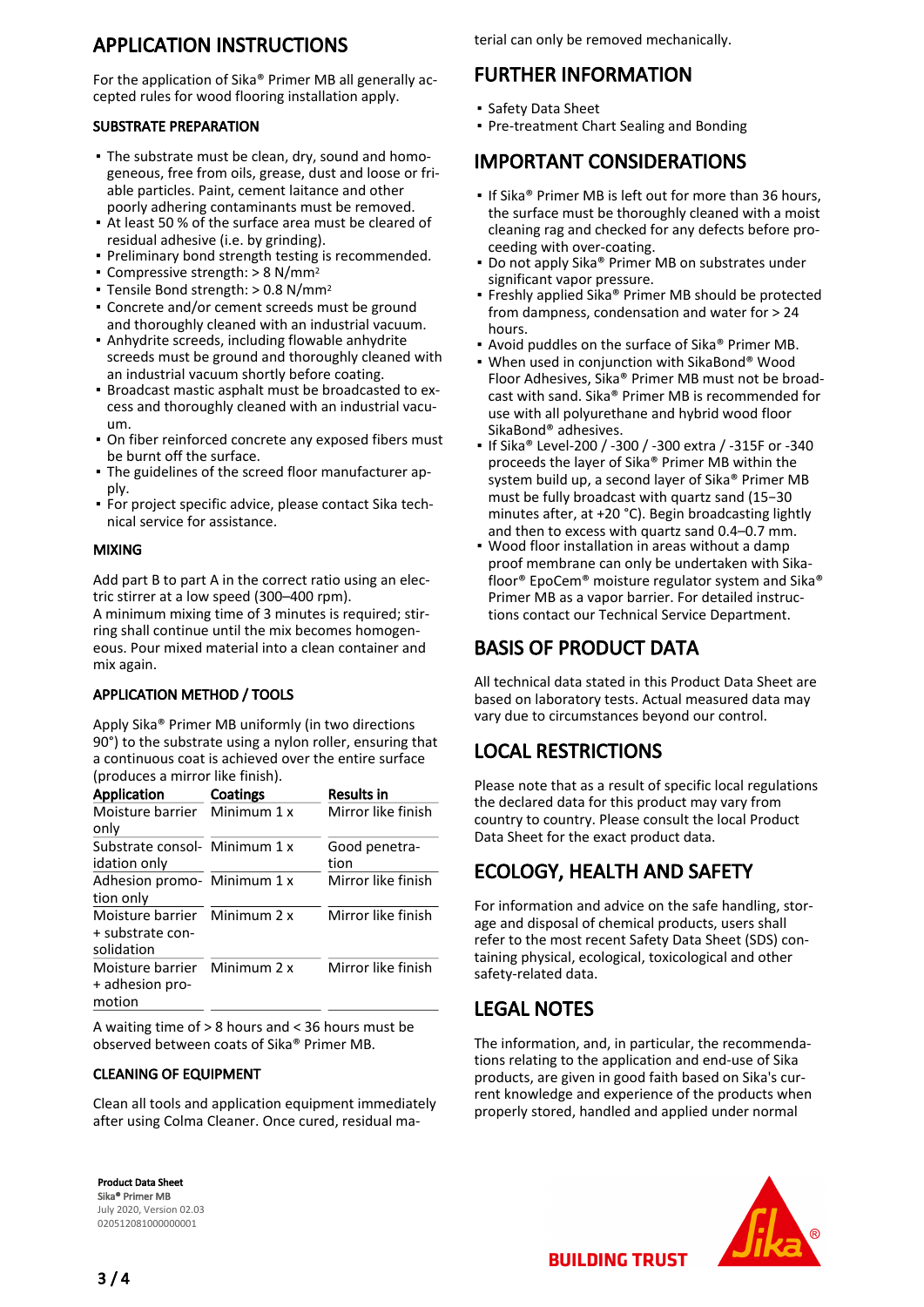## APPLICATION INSTRUCTIONS

For the application of Sika® Primer MB all generally accepted rules for wood flooring installation apply.

### SUBSTRATE PREPARATION

- The substrate must be clean, dry, sound and homogeneous, free from oils, grease, dust and loose or friable particles. Paint, cement laitance and other poorly adhering contaminants must be removed.
- At least 50 % of the surface area must be cleared of residual adhesive (i.e. by grinding).
- Preliminary bond strength testing is recommended.
- Compressive strength: > 8 N/mm$^2$
- Tensile Bond strength: > 0.8 N/mm$^2$
- Concrete and/or cement screeds must be ground and thoroughly cleaned with an industrial vacuum.
- Anhydrite screeds, including flowable anhydrite screeds must be ground and thoroughly cleaned with an industrial vacuum shortly before coating.
- Broadcast mastic asphalt must be broadcasted to excess and thoroughly cleaned with an industrial vacuum.
- On fiber reinforced concrete any exposed fibers must be burnt off the surface.
- The guidelines of the screed floor manufacturer apply.
- For project specific advice, please contact Sika technical service for assistance.

### MIXING

Add part B to part A in the correct ratio using an electric stirrer at a low speed (300–400 rpm).
A minimum mixing time of 3 minutes is required; stirring shall continue until the mix becomes homogeneous. Pour mixed material into a clean container and mix again.

### APPLICATION METHOD / TOOLS

Apply Sika® Primer MB uniformly (in two directions 90°) to the substrate using a nylon roller, ensuring that a continuous coat is achieved over the entire surface (produces a mirror like finish).

| Application | Coatings | Results in |
|---|---|---|
| Moisture barrier only | Minimum 1 x | Mirror like finish |
| Substrate consolidation only | Minimum 1 x | Good penetration |
| Adhesion promotion only | Minimum 1 x | Mirror like finish |
| Moisture barrier + substrate consolidation | Minimum 2 x | Mirror like finish |
| Moisture barrier + adhesion promotion | Minimum 2 x | Mirror like finish |

A waiting time of > 8 hours and < 36 hours must be observed between coats of Sika® Primer MB.

### CLEANING OF EQUIPMENT

Clean all tools and application equipment immediately after using Colma Cleaner. Once cured, residual material can only be removed mechanically.

## FURTHER INFORMATION

- Safety Data Sheet
- Pre-treatment Chart Sealing and Bonding

## IMPORTANT CONSIDERATIONS

- If Sika® Primer MB is left out for more than 36 hours, the surface must be thoroughly cleaned with a moist cleaning rag and checked for any defects before proceeding with over-coating.
- Do not apply Sika® Primer MB on substrates under significant vapor pressure.
- Freshly applied Sika® Primer MB should be protected from dampness, condensation and water for > 24 hours.
- Avoid puddles on the surface of Sika® Primer MB.
- When used in conjunction with SikaBond® Wood Floor Adhesives, Sika® Primer MB must not be broadcast with sand. Sika® Primer MB is recommended for use with all polyurethane and hybrid wood floor SikaBond® adhesives.
- If Sika® Level-200 / -300 / -300 extra / -315F or -340 proceeds the layer of Sika® Primer MB within the system build up, a second layer of Sika® Primer MB must be fully broadcast with quartz sand (15−30 minutes after, at +20 °C). Begin broadcasting lightly and then to excess with quartz sand 0.4–0.7 mm.
- Wood floor installation in areas without a damp proof membrane can only be undertaken with Sikafloor® EpoCem® moisture regulator system and Sika® Primer MB as a vapor barrier. For detailed instructions contact our Technical Service Department.

## BASIS OF PRODUCT DATA

All technical data stated in this Product Data Sheet are based on laboratory tests. Actual measured data may vary due to circumstances beyond our control.

## LOCAL RESTRICTIONS

Please note that as a result of specific local regulations the declared data for this product may vary from country to country. Please consult the local Product Data Sheet for the exact product data.

## ECOLOGY, HEALTH AND SAFETY

For information and advice on the safe handling, storage and disposal of chemical products, users shall refer to the most recent Safety Data Sheet (SDS) containing physical, ecological, toxicological and other safety-related data.

## LEGAL NOTES

The information, and, in particular, the recommendations relating to the application and end-use of Sika products, are given in good faith based on Sika's current knowledge and experience of the products when properly stored, handled and applied under normal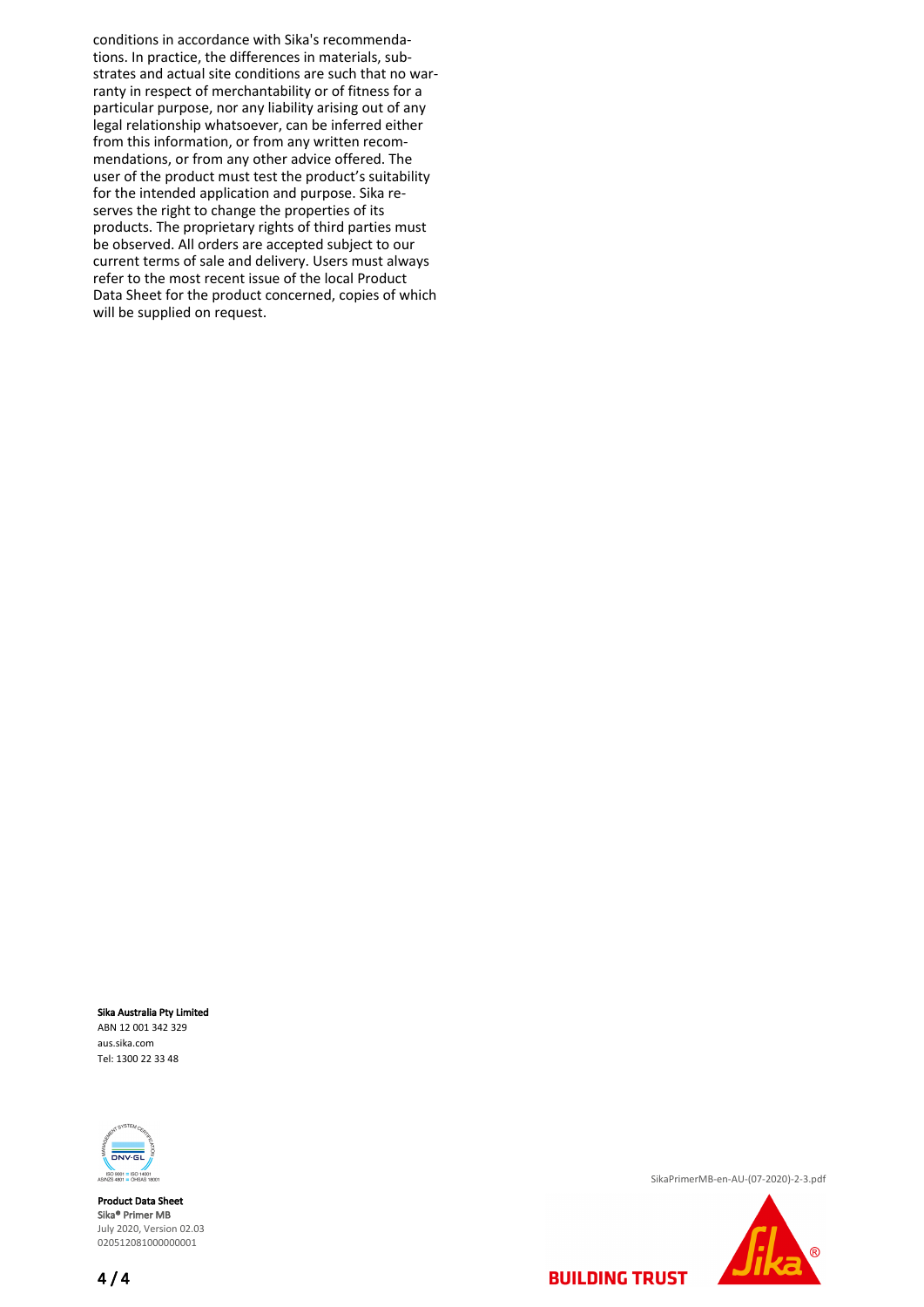conditions in accordance with Sika's recommendations. In practice, the differences in materials, substrates and actual site conditions are such that no warranty in respect of merchantability or of fitness for a particular purpose, nor any liability arising out of any legal relationship whatsoever, can be inferred either from this information, or from any written recommendations, or from any other advice offered. The user of the product must test the product's suitability for the intended application and purpose. Sika reserves the right to change the properties of its products. The proprietary rights of third parties must be observed. All orders are accepted subject to our current terms of sale and delivery. Users must always refer to the most recent issue of the local Product Data Sheet for the product concerned, copies of which will be supplied on request.

**Sika Australia Pty Limited**
ABN 12 001 342 329
aus.sika.com
Tel: 1300 22 33 48

ISO 9001 = ISO 14001
AS/NZS 4801 = OHSAS 18001

**Product Data Sheet**
**Sika® Primer MB**
July 2020, Version 02.03
020512081000000001

SikaPrimerMB-en-AU-(07-2020)-2-3.pdf

BUILDING TRUST